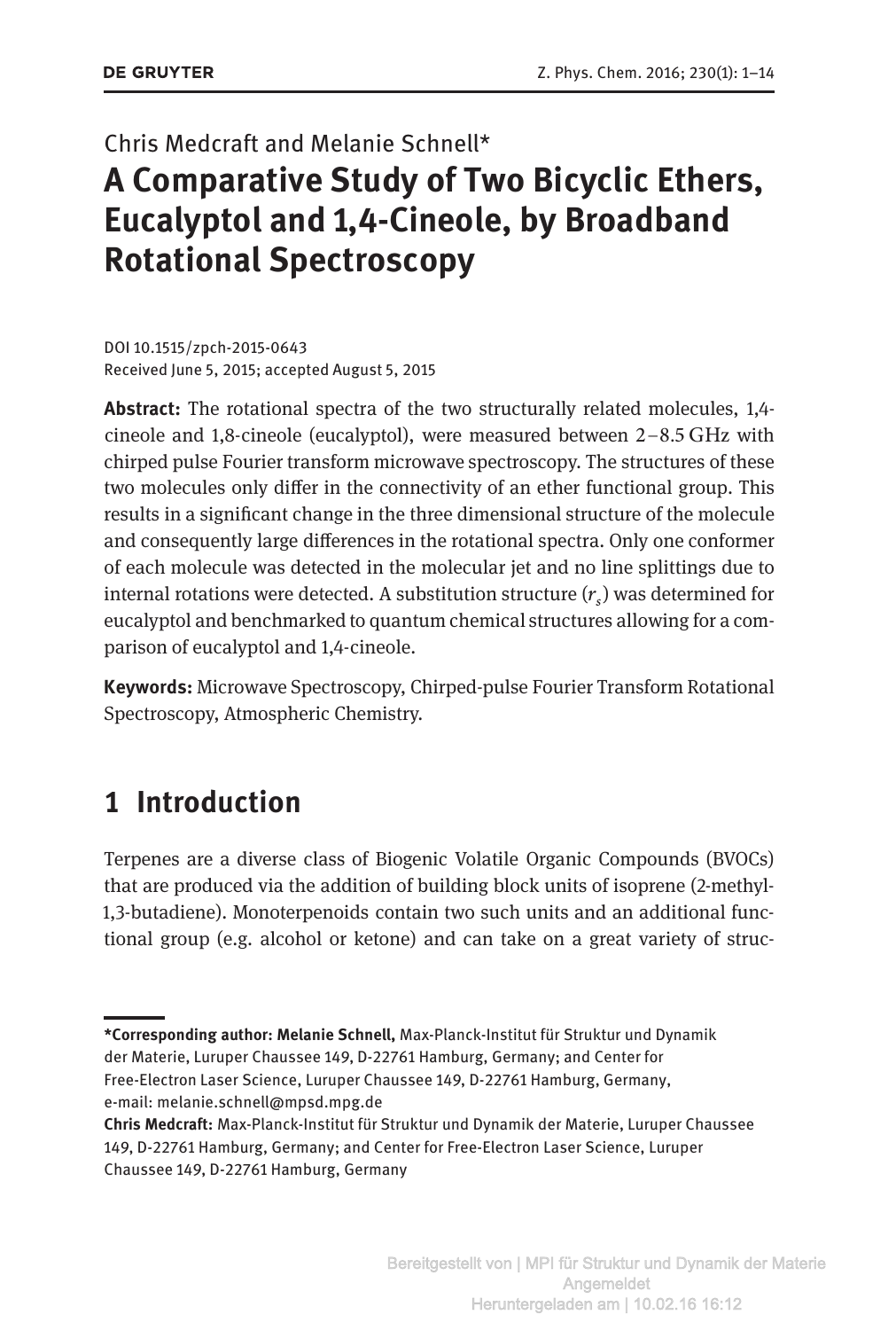Chris Medcraft and Melanie Schnell*

# A Comparative Study of Two Bicyclic Ethers, Eucalyptol and 1,4-Cineole, by Broadband Rotational Spectroscopy

DOI 10.1515/zpch-2015-0643
Received June 5, 2015; accepted August 5, 2015

**Abstract:** The rotational spectra of the two structurally related molecules, 1,4-cineole and 1,8-cineole (eucalyptol), were measured between 2–8.5 GHz with chirped pulse Fourier transform microwave spectroscopy. The structures of these two molecules only differ in the connectivity of an ether functional group. This results in a significant change in the three dimensional structure of the molecule and consequently large differences in the rotational spectra. Only one conformer of each molecule was detected in the molecular jet and no line splittings due to internal rotations were detected. A substitution structure ($r_s$) was determined for eucalyptol and benchmarked to quantum chemical structures allowing for a comparison of eucalyptol and 1,4-cineole.

**Keywords:** Microwave Spectroscopy, Chirped-pulse Fourier Transform Rotational Spectroscopy, Atmospheric Chemistry.

## 1 Introduction

Terpenes are a diverse class of Biogenic Volatile Organic Compounds (BVOCs) that are produced via the addition of building block units of isoprene (2-methyl-1,3-butadiene). Monoterpenoids contain two such units and an additional functional group (e.g. alcohol or ketone) and can take on a great variety of struc-

---

***Corresponding author: Melanie Schnell,** Max-Planck-Institut für Struktur und Dynamik der Materie, Luruper Chaussee 149, D-22761 Hamburg, Germany; and Center for Free-Electron Laser Science, Luruper Chaussee 149, D-22761 Hamburg, Germany, e-mail: melanie.schnell@mpsd.mpg.de

**Chris Medcraft:** Max-Planck-Institut für Struktur und Dynamik der Materie, Luruper Chaussee 149, D-22761 Hamburg, Germany; and Center for Free-Electron Laser Science, Luruper Chaussee 149, D-22761 Hamburg, Germany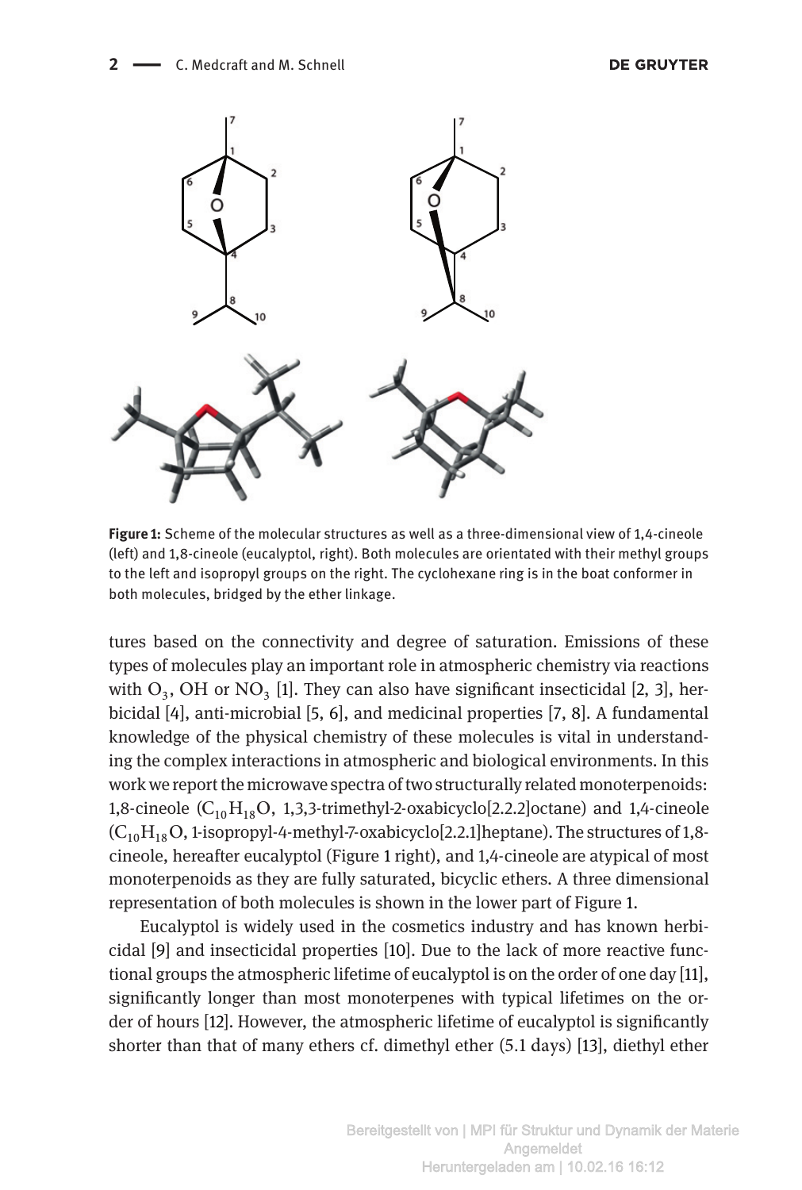**Figure 1:** Scheme of the molecular structures as well as a three-dimensional view of 1,4-cineole (left) and 1,8-cineole (eucalyptol, right). Both molecules are orientated with their methyl groups to the left and isopropyl groups on the right. The cyclohexane ring is in the boat conformer in both molecules, bridged by the ether linkage.

tures based on the connectivity and degree of saturation. Emissions of these types of molecules play an important role in atmospheric chemistry via reactions with $O_3$, OH or $NO_3$ [1]. They can also have significant insecticidal [2, 3], herbicidal [4], anti-microbial [5, 6], and medicinal properties [7, 8]. A fundamental knowledge of the physical chemistry of these molecules is vital in understanding the complex interactions in atmospheric and biological environments. In this work we report the microwave spectra of two structurally related monoterpenoids: 1,8-cineole ($C_{10}H_{18}O$, 1,3,3-trimethyl-2-oxabicyclo[2.2.2]octane) and 1,4-cineole ($C_{10}H_{18}O$, 1-isopropyl-4-methyl-7-oxabicyclo[2.2.1]heptane). The structures of 1,8-cineole, hereafter eucalyptol (Figure 1 right), and 1,4-cineole are atypical of most monoterpenoids as they are fully saturated, bicyclic ethers. A three dimensional representation of both molecules is shown in the lower part of Figure 1.

Eucalyptol is widely used in the cosmetics industry and has known herbicidal [9] and insecticidal properties [10]. Due to the lack of more reactive functional groups the atmospheric lifetime of eucalyptol is on the order of one day [11], significantly longer than most monoterpenes with typical lifetimes on the order of hours [12]. However, the atmospheric lifetime of eucalyptol is significantly shorter than that of many ethers cf. dimethyl ether (5.1 days) [13], diethyl ether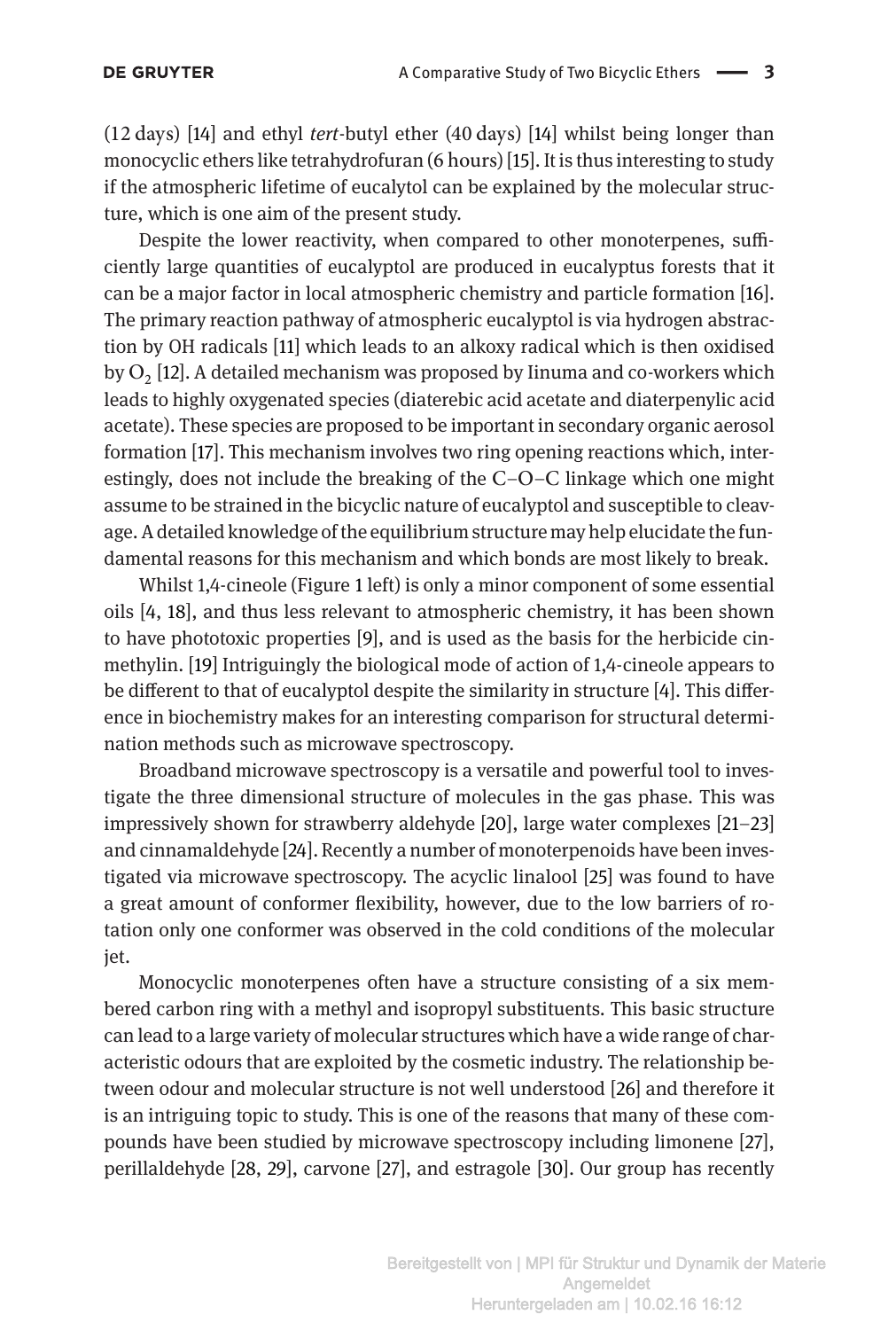(12 days) [14] and ethyl *tert*-butyl ether (40 days) [14] whilst being longer than monocyclic ethers like tetrahydrofuran (6 hours) [15]. It is thus interesting to study if the atmospheric lifetime of eucalytol can be explained by the molecular structure, which is one aim of the present study.

Despite the lower reactivity, when compared to other monoterpenes, sufficiently large quantities of eucalyptol are produced in eucalyptus forests that it can be a major factor in local atmospheric chemistry and particle formation [16]. The primary reaction pathway of atmospheric eucalyptol is via hydrogen abstraction by OH radicals [11] which leads to an alkoxy radical which is then oxidised by $O_2$ [12]. A detailed mechanism was proposed by Iinuma and co-workers which leads to highly oxygenated species (diaterebic acid acetate and diaterpenylic acid acetate). These species are proposed to be important in secondary organic aerosol formation [17]. This mechanism involves two ring opening reactions which, interestingly, does not include the breaking of the C–O–C linkage which one might assume to be strained in the bicyclic nature of eucalyptol and susceptible to cleavage. A detailed knowledge of the equilibrium structure may help elucidate the fundamental reasons for this mechanism and which bonds are most likely to break.

Whilst 1,4-cineole (Figure 1 left) is only a minor component of some essential oils [4, 18], and thus less relevant to atmospheric chemistry, it has been shown to have phototoxic properties [9], and is used as the basis for the herbicide cinmethylin. [19] Intriguingly the biological mode of action of 1,4-cineole appears to be different to that of eucalyptol despite the similarity in structure [4]. This difference in biochemistry makes for an interesting comparison for structural determination methods such as microwave spectroscopy.

Broadband microwave spectroscopy is a versatile and powerful tool to investigate the three dimensional structure of molecules in the gas phase. This was impressively shown for strawberry aldehyde [20], large water complexes [21–23] and cinnamaldehyde [24]. Recently a number of monoterpenoids have been investigated via microwave spectroscopy. The acyclic linalool [25] was found to have a great amount of conformer flexibility, however, due to the low barriers of rotation only one conformer was observed in the cold conditions of the molecular jet.

Monocyclic monoterpenes often have a structure consisting of a six membered carbon ring with a methyl and isopropyl substituents. This basic structure can lead to a large variety of molecular structures which have a wide range of characteristic odours that are exploited by the cosmetic industry. The relationship between odour and molecular structure is not well understood [26] and therefore it is an intriguing topic to study. This is one of the reasons that many of these compounds have been studied by microwave spectroscopy including limonene [27], perillaldehyde [28, 29], carvone [27], and estragole [30]. Our group has recently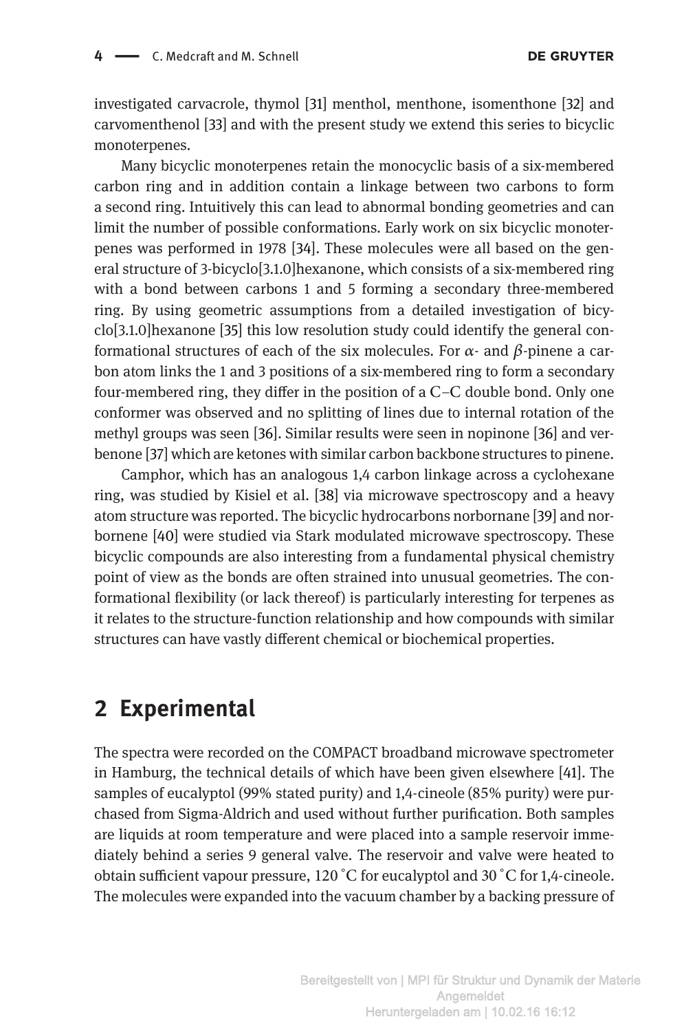investigated carvacrole, thymol [31] menthol, menthone, isomenthone [32] and carvomenthenol [33] and with the present study we extend this series to bicyclic monoterpenes.

Many bicyclic monoterpenes retain the monocyclic basis of a six-membered carbon ring and in addition contain a linkage between two carbons to form a second ring. Intuitively this can lead to abnormal bonding geometries and can limit the number of possible conformations. Early work on six bicyclic monoterpenes was performed in 1978 [34]. These molecules were all based on the general structure of 3-bicyclo[3.1.0]hexanone, which consists of a six-membered ring with a bond between carbons 1 and 5 forming a secondary three-membered ring. By using geometric assumptions from a detailed investigation of bicyclo[3.1.0]hexanone [35] this low resolution study could identify the general conformational structures of each of the six molecules. For $\alpha$- and $\beta$-pinene a carbon atom links the 1 and 3 positions of a six-membered ring to form a secondary four-membered ring, they differ in the position of a C–C double bond. Only one conformer was observed and no splitting of lines due to internal rotation of the methyl groups was seen [36]. Similar results were seen in nopinone [36] and verbenone [37] which are ketones with similar carbon backbone structures to pinene.

Camphor, which has an analogous 1,4 carbon linkage across a cyclohexane ring, was studied by Kisiel et al. [38] via microwave spectroscopy and a heavy atom structure was reported. The bicyclic hydrocarbons norbornane [39] and norbornene [40] were studied via Stark modulated microwave spectroscopy. These bicyclic compounds are also interesting from a fundamental physical chemistry point of view as the bonds are often strained into unusual geometries. The conformational flexibility (or lack thereof) is particularly interesting for terpenes as it relates to the structure-function relationship and how compounds with similar structures can have vastly different chemical or biochemical properties.

## 2 Experimental

The spectra were recorded on the COMPACT broadband microwave spectrometer in Hamburg, the technical details of which have been given elsewhere [41]. The samples of eucalyptol (99% stated purity) and 1,4-cineole (85% purity) were purchased from Sigma-Aldrich and used without further purification. Both samples are liquids at room temperature and were placed into a sample reservoir immediately behind a series 9 general valve. The reservoir and valve were heated to obtain sufficient vapour pressure, 120 °C for eucalyptol and 30 °C for 1,4-cineole. The molecules were expanded into the vacuum chamber by a backing pressure of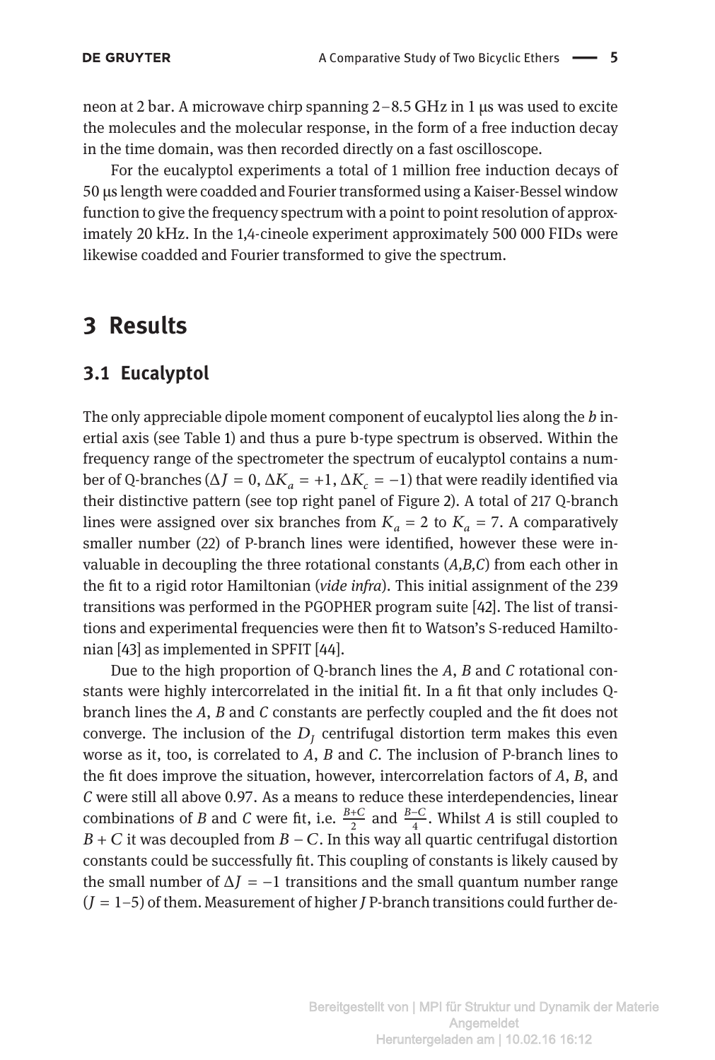neon at 2 bar. A microwave chirp spanning 2–8.5 GHz in 1 μs was used to excite the molecules and the molecular response, in the form of a free induction decay in the time domain, was then recorded directly on a fast oscilloscope.

For the eucalyptol experiments a total of 1 million free induction decays of 50 μs length were coadded and Fourier transformed using a Kaiser-Bessel window function to give the frequency spectrum with a point to point resolution of approximately 20 kHz. In the 1,4-cineole experiment approximately 500 000 FIDs were likewise coadded and Fourier transformed to give the spectrum.

# 3 Results

## 3.1 Eucalyptol

The only appreciable dipole moment component of eucalyptol lies along the *b* inertial axis (see Table 1) and thus a pure b-type spectrum is observed. Within the frequency range of the spectrometer the spectrum of eucalyptol contains a number of Q-branches ($\Delta J = 0$, $\Delta K_a = +1$, $\Delta K_c = -1$) that were readily identified via their distinctive pattern (see top right panel of Figure 2). A total of 217 Q-branch lines were assigned over six branches from $K_a = 2$ to $K_a = 7$. A comparatively smaller number (22) of P-branch lines were identified, however these were invaluable in decoupling the three rotational constants (*A*,*B*,*C*) from each other in the fit to a rigid rotor Hamiltonian (*vide infra*). This initial assignment of the 239 transitions was performed in the PGOPHER program suite [42]. The list of transitions and experimental frequencies were then fit to Watson's S-reduced Hamiltonian [43] as implemented in SPFIT [44].

Due to the high proportion of Q-branch lines the *A*, *B* and *C* rotational constants were highly intercorrelated in the initial fit. In a fit that only includes Q-branch lines the *A*, *B* and *C* constants are perfectly coupled and the fit does not converge. The inclusion of the $D_J$ centrifugal distortion term makes this even worse as it, too, is correlated to *A*, *B* and *C*. The inclusion of P-branch lines to the fit does improve the situation, however, intercorrelation factors of *A*, *B*, and *C* were still all above 0.97. As a means to reduce these interdependencies, linear combinations of *B* and *C* were fit, i.e. $\frac{B+C}{2}$ and $\frac{B-C}{4}$. Whilst *A* is still coupled to $B + C$ it was decoupled from $B - C$. In this way all quartic centrifugal distortion constants could be successfully fit. This coupling of constants is likely caused by the small number of $\Delta J = -1$ transitions and the small quantum number range ($J = 1$–$5$) of them. Measurement of higher *J* P-branch transitions could further de-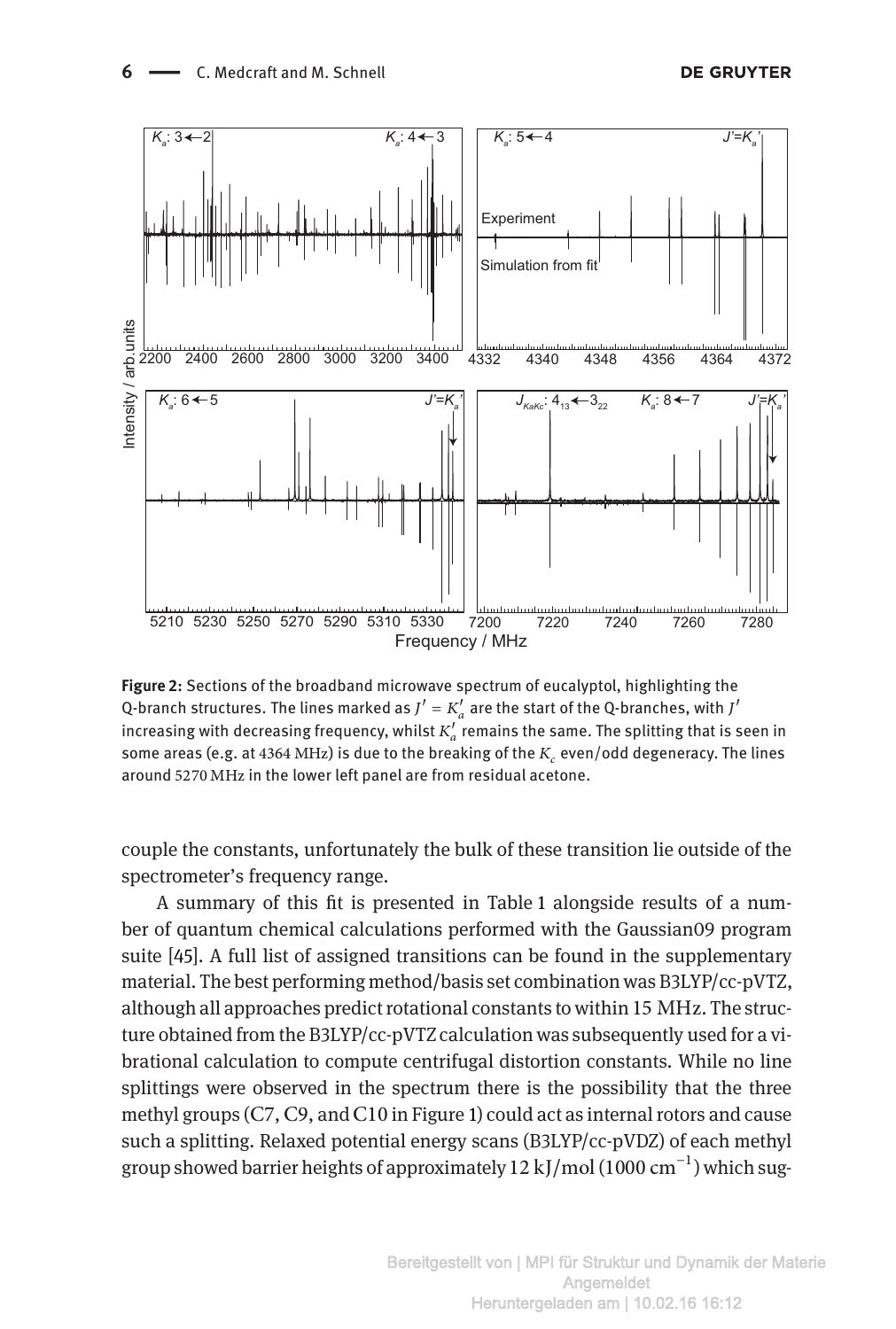Figure 2: Sections of the broadband microwave spectrum of eucalyptol, highlighting the Q-branch structures. The lines marked as $J' = K_a'$ are the start of the Q-branches, with $J'$ increasing with decreasing frequency, whilst $K_a'$ remains the same. The splitting that is seen in some areas (e.g. at 4364 MHz) is due to the breaking of the $K_c$ even/odd degeneracy. The lines around 5270 MHz in the lower left panel are from residual acetone.

couple the constants, unfortunately the bulk of these transition lie outside of the spectrometer's frequency range.

A summary of this fit is presented in Table 1 alongside results of a number of quantum chemical calculations performed with the Gaussian09 program suite [45]. A full list of assigned transitions can be found in the supplementary material. The best performing method/basis set combination was B3LYP/cc-pVTZ, although all approaches predict rotational constants to within 15 MHz. The structure obtained from the B3LYP/cc-pVTZ calculation was subsequently used for a vibrational calculation to compute centrifugal distortion constants. While no line splittings were observed in the spectrum there is the possibility that the three methyl groups (C7, C9, and C10 in Figure 1) could act as internal rotors and cause such a splitting. Relaxed potential energy scans (B3LYP/cc-pVDZ) of each methyl group showed barrier heights of approximately 12 kJ/mol (1000 $\mathrm{cm}^{-1}$) which sug-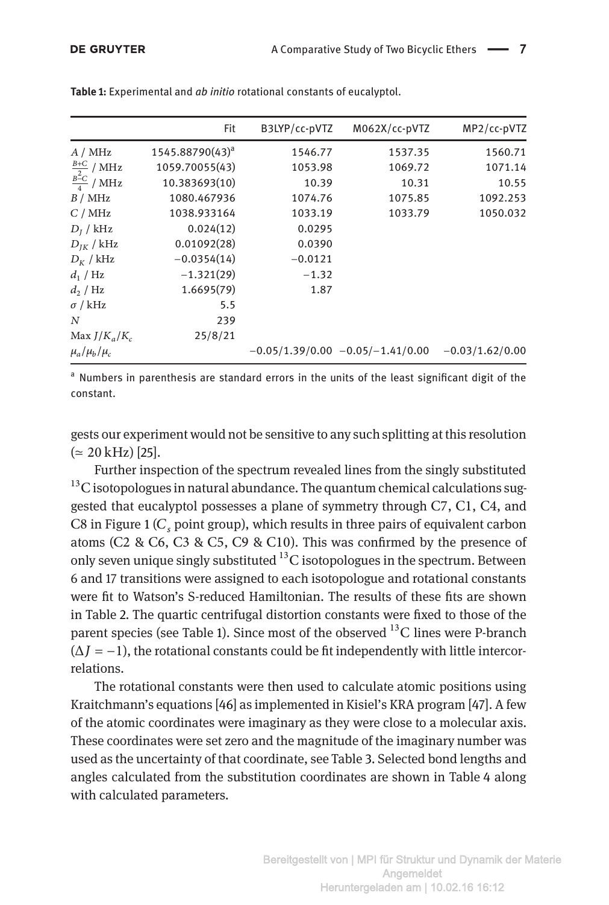**Table 1:** Experimental and *ab initio* rotational constants of eucalyptol.

| | Fit | B3LYP/cc-pVTZ | M062X/cc-pVTZ | MP2/cc-pVTZ |
|---|---|---|---|---|
| $A$ / MHz | 1545.88790(43)[a] | 1546.77 | 1537.35 | 1560.71 |
| $\frac{B+C}{2}$ / MHz | 1059.70055(43) | 1053.98 | 1069.72 | 1071.14 |
| $\frac{B-C}{4}$ / MHz | 10.383693(10) | 10.39 | 10.31 | 10.55 |
| $B$ / MHz | 1080.467936 | 1074.76 | 1075.85 | 1092.253 |
| $C$ / MHz | 1038.933164 | 1033.19 | 1033.79 | 1050.032 |
| $D_J$ / kHz | 0.024(12) | 0.0295 | | |
| $D_{JK}$ / kHz | 0.01092(28) | 0.0390 | | |
| $D_K$ / kHz | −0.0354(14) | −0.0121 | | |
| $d_1$ / Hz | −1.321(29) | −1.32 | | |
| $d_2$ / Hz | 1.6695(79) | 1.87 | | |
| $\sigma$ / kHz | 5.5 | | | |
| $N$ | 239 | | | |
| Max $J/K_a/K_c$ | 25/8/21 | | | |
| $\mu_a/\mu_b/\mu_c$ | | −0.05/1.39/0.00 | −0.05/−1.41/0.00 | −0.03/1.62/0.00 |

[a] Numbers in parenthesis are standard errors in the units of the least significant digit of the constant.

gests our experiment would not be sensitive to any such splitting at this resolution ($\simeq$ 20 kHz) [25].

Further inspection of the spectrum revealed lines from the singly substituted $^{13}$C isotopologues in natural abundance. The quantum chemical calculations suggested that eucalyptol possesses a plane of symmetry through C7, C1, C4, and C8 in Figure 1 ($C_s$ point group), which results in three pairs of equivalent carbon atoms (C2 & C6, C3 & C5, C9 & C10). This was confirmed by the presence of only seven unique singly substituted $^{13}$C isotopologues in the spectrum. Between 6 and 17 transitions were assigned to each isotopologue and rotational constants were fit to Watson's S-reduced Hamiltonian. The results of these fits are shown in Table 2. The quartic centrifugal distortion constants were fixed to those of the parent species (see Table 1). Since most of the observed $^{13}$C lines were P-branch ($\Delta J = -1$), the rotational constants could be fit independently with little intercorrelations.

The rotational constants were then used to calculate atomic positions using Kraitchmann's equations [46] as implemented in Kisiel's KRA program [47]. A few of the atomic coordinates were imaginary as they were close to a molecular axis. These coordinates were set zero and the magnitude of the imaginary number was used as the uncertainty of that coordinate, see Table 3. Selected bond lengths and angles calculated from the substitution coordinates are shown in Table 4 along with calculated parameters.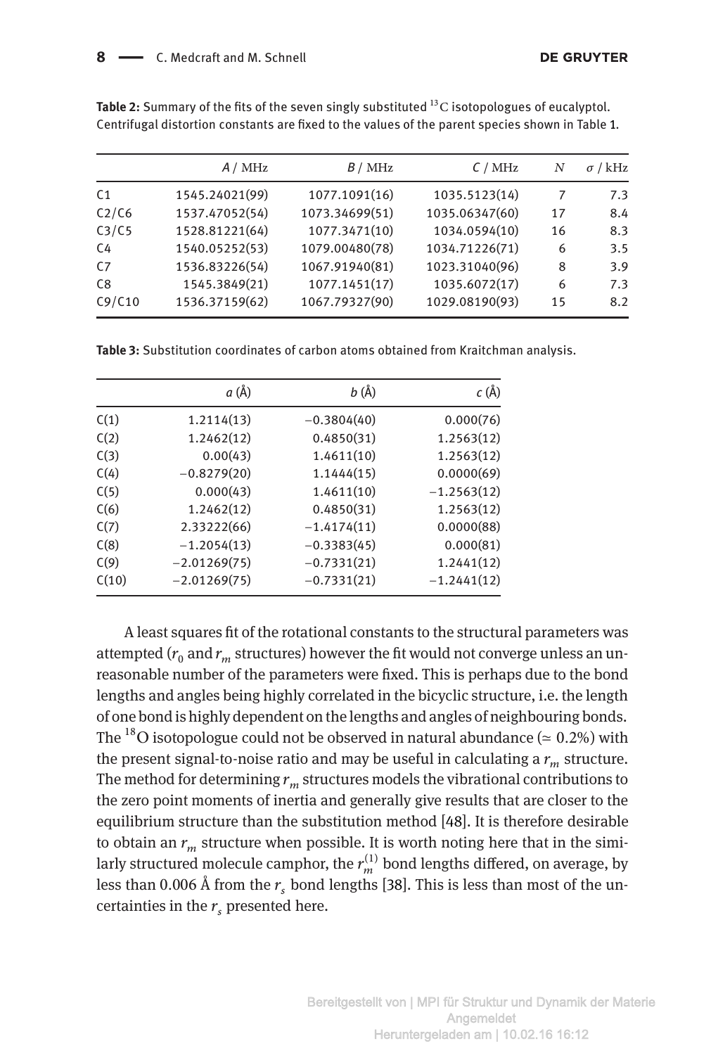**Table 2:** Summary of the fits of the seven singly substituted $^{13}C$ isotopologues of eucalyptol. Centrifugal distortion constants are fixed to the values of the parent species shown in Table 1.

| | $A$ / MHz | $B$ / MHz | $C$ / MHz | $N$ | $\sigma$ / kHz |
|---|---|---|---|---|---|
| C1 | 1545.24021(99) | 1077.1091(16) | 1035.5123(14) | 7 | 7.3 |
| C2/C6 | 1537.47052(54) | 1073.34699(51) | 1035.06347(60) | 17 | 8.4 |
| C3/C5 | 1528.81221(64) | 1077.3471(10) | 1034.0594(10) | 16 | 8.3 |
| C4 | 1540.05252(53) | 1079.00480(78) | 1034.71226(71) | 6 | 3.5 |
| C7 | 1536.83226(54) | 1067.91940(81) | 1023.31040(96) | 8 | 3.9 |
| C8 | 1545.3849(21) | 1077.1451(17) | 1035.6072(17) | 6 | 7.3 |
| C9/C10 | 1536.37159(62) | 1067.79327(90) | 1029.08190(93) | 15 | 8.2 |

**Table 3:** Substitution coordinates of carbon atoms obtained from Kraitchman analysis.

| | $a$ (Å) | $b$ (Å) | $c$ (Å) |
|---|---|---|---|
| C(1) | 1.2114(13) | −0.3804(40) | 0.000(76) |
| C(2) | 1.2462(12) | 0.4850(31) | 1.2563(12) |
| C(3) | 0.00(43) | 1.4611(10) | 1.2563(12) |
| C(4) | −0.8279(20) | 1.1444(15) | 0.0000(69) |
| C(5) | 0.000(43) | 1.4611(10) | −1.2563(12) |
| C(6) | 1.2462(12) | 0.4850(31) | 1.2563(12) |
| C(7) | 2.33222(66) | −1.4174(11) | 0.0000(88) |
| C(8) | −1.2054(13) | −0.3383(45) | 0.000(81) |
| C(9) | −2.01269(75) | −0.7331(21) | 1.2441(12) |
| C(10) | −2.01269(75) | −0.7331(21) | −1.2441(12) |

A least squares fit of the rotational constants to the structural parameters was attempted ($r_0$ and $r_m$ structures) however the fit would not converge unless an unreasonable number of the parameters were fixed. This is perhaps due to the bond lengths and angles being highly correlated in the bicyclic structure, i.e. the length of one bond is highly dependent on the lengths and angles of neighbouring bonds. The $^{18}O$ isotopologue could not be observed in natural abundance ($\simeq$ 0.2%) with the present signal-to-noise ratio and may be useful in calculating a $r_m$ structure. The method for determining $r_m$ structures models the vibrational contributions to the zero point moments of inertia and generally give results that are closer to the equilibrium structure than the substitution method [48]. It is therefore desirable to obtain an $r_m$ structure when possible. It is worth noting here that in the similarly structured molecule camphor, the $r_m^{(1)}$ bond lengths differed, on average, by less than 0.006 Å from the $r_s$ bond lengths [38]. This is less than most of the uncertainties in the $r_s$ presented here.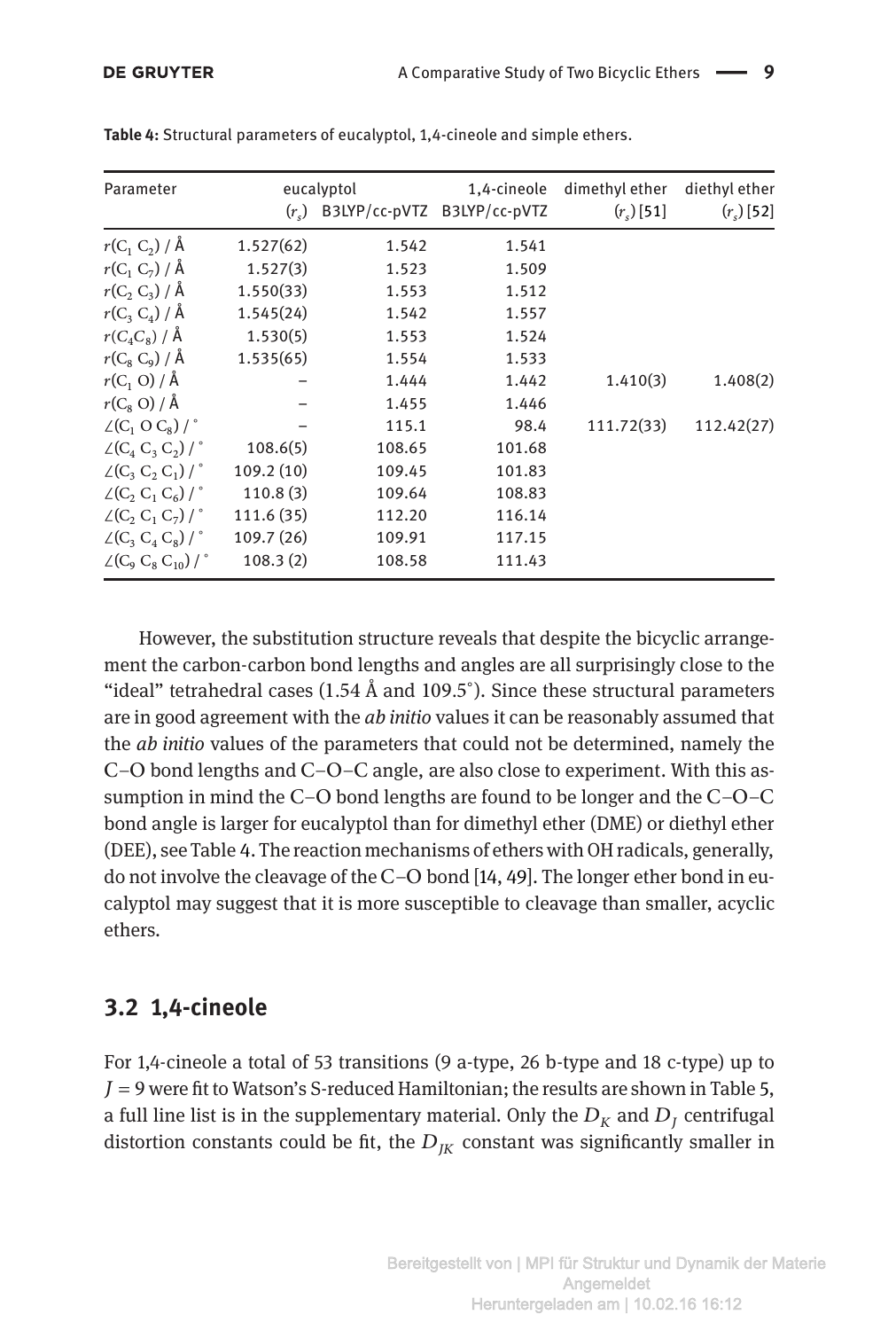**Table 4:** Structural parameters of eucalyptol, 1,4-cineole and simple ethers.

| Parameter | eucalyptol | | 1,4-cineole | dimethyl ether | diethyl ether |
|---|---|---|---|---|---|
| | $(r_s)$ | B3LYP/cc-pVTZ | B3LYP/cc-pVTZ | $(r_s)$ [51] | $(r_s)$ [52] |
| $r(C_1\ C_2)$ / Å | 1.527(62) | 1.542 | 1.541 | | |
| $r(C_1\ C_7)$ / Å | 1.527(3) | 1.523 | 1.509 | | |
| $r(C_2\ C_3)$ / Å | 1.550(33) | 1.553 | 1.512 | | |
| $r(C_3\ C_4)$ / Å | 1.545(24) | 1.542 | 1.557 | | |
| $r(C_4 C_8)$ / Å | 1.530(5) | 1.553 | 1.524 | | |
| $r(C_8\ C_9)$ / Å | 1.535(65) | 1.554 | 1.533 | | |
| $r(C_1\ O)$ / Å | – | 1.444 | 1.442 | 1.410(3) | 1.408(2) |
| $r(C_8\ O)$ / Å | – | 1.455 | 1.446 | | |
| $\angle(C_1\ O\ C_8)$ / ° | – | 115.1 | 98.4 | 111.72(33) | 112.42(27) |
| $\angle(C_4\ C_3\ C_2)$ / ° | 108.6(5) | 108.65 | 101.68 | | |
| $\angle(C_3\ C_2\ C_1)$ / ° | 109.2 (10) | 109.45 | 101.83 | | |
| $\angle(C_2\ C_1\ C_6)$ / ° | 110.8 (3) | 109.64 | 108.83 | | |
| $\angle(C_2\ C_1\ C_7)$ / ° | 111.6 (35) | 112.20 | 116.14 | | |
| $\angle(C_3\ C_4\ C_8)$ / ° | 109.7 (26) | 109.91 | 117.15 | | |
| $\angle(C_9\ C_8\ C_{10})$ / ° | 108.3 (2) | 108.58 | 111.43 | | |

However, the substitution structure reveals that despite the bicyclic arrangement the carbon-carbon bond lengths and angles are all surprisingly close to the "ideal" tetrahedral cases (1.54 Å and 109.5°). Since these structural parameters are in good agreement with the *ab initio* values it can be reasonably assumed that the *ab initio* values of the parameters that could not be determined, namely the C–O bond lengths and C–O–C angle, are also close to experiment. With this assumption in mind the C–O bond lengths are found to be longer and the C–O–C bond angle is larger for eucalyptol than for dimethyl ether (DME) or diethyl ether (DEE), see Table 4. The reaction mechanisms of ethers with OH radicals, generally, do not involve the cleavage of the C–O bond [14, 49]. The longer ether bond in eucalyptol may suggest that it is more susceptible to cleavage than smaller, acyclic ethers.

## 3.2 1,4-cineole

For 1,4-cineole a total of 53 transitions (9 a-type, 26 b-type and 18 c-type) up to $J = 9$ were fit to Watson's S-reduced Hamiltonian; the results are shown in Table 5, a full line list is in the supplementary material. Only the $D_K$ and $D_J$ centrifugal distortion constants could be fit, the $D_{JK}$ constant was significantly smaller in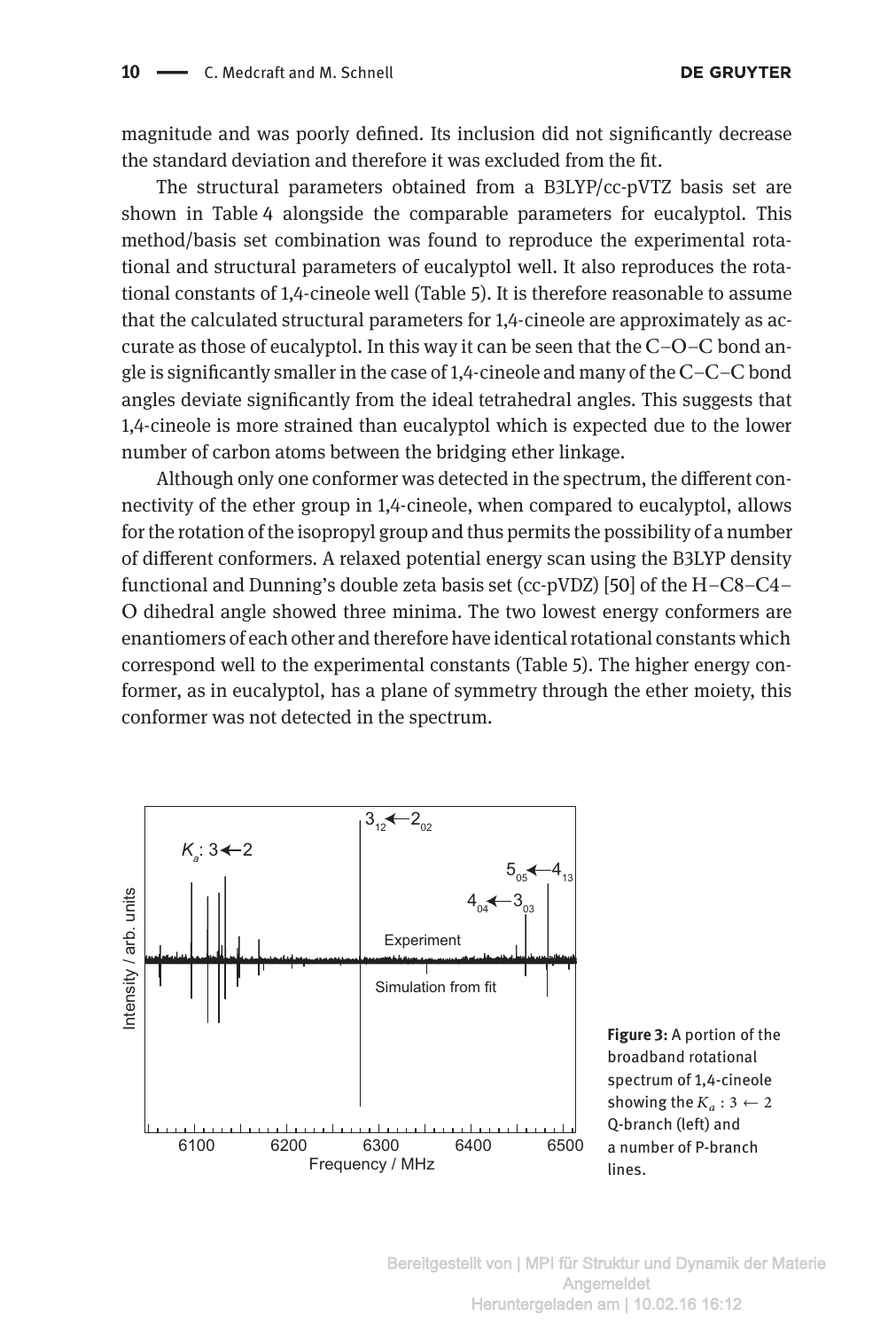magnitude and was poorly defined. Its inclusion did not significantly decrease the standard deviation and therefore it was excluded from the fit.

The structural parameters obtained from a B3LYP/cc-pVTZ basis set are shown in Table 4 alongside the comparable parameters for eucalyptol. This method/basis set combination was found to reproduce the experimental rotational and structural parameters of eucalyptol well. It also reproduces the rotational constants of 1,4-cineole well (Table 5). It is therefore reasonable to assume that the calculated structural parameters for 1,4-cineole are approximately as accurate as those of eucalyptol. In this way it can be seen that the C–O–C bond angle is significantly smaller in the case of 1,4-cineole and many of the C–C–C bond angles deviate significantly from the ideal tetrahedral angles. This suggests that 1,4-cineole is more strained than eucalyptol which is expected due to the lower number of carbon atoms between the bridging ether linkage.

Although only one conformer was detected in the spectrum, the different connectivity of the ether group in 1,4-cineole, when compared to eucalyptol, allows for the rotation of the isopropyl group and thus permits the possibility of a number of different conformers. A relaxed potential energy scan using the B3LYP density functional and Dunning's double zeta basis set (cc-pVDZ) [50] of the H–C8–C4–O dihedral angle showed three minima. The two lowest energy conformers are enantiomers of each other and therefore have identical rotational constants which correspond well to the experimental constants (Table 5). The higher energy conformer, as in eucalyptol, has a plane of symmetry through the ether moiety, this conformer was not detected in the spectrum.

**Figure 3:** A portion of the broadband rotational spectrum of 1,4-cineole showing the $K_a : 3 \leftarrow 2$ Q-branch (left) and a number of P-branch lines.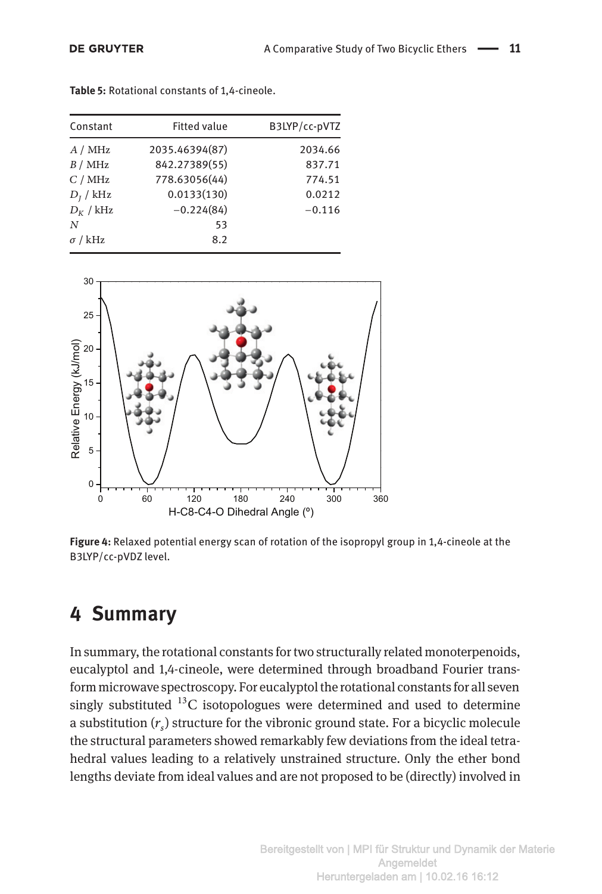**Table 5:** Rotational constants of 1,4-cineole.

| Constant | Fitted value | B3LYP/cc-pVTZ |
|---|---|---|
| $A$ / MHz | 2035.46394(87) | 2034.66 |
| $B$ / MHz | 842.27389(55) | 837.71 |
| $C$ / MHz | 778.63056(44) | 774.51 |
| $D_J$ / kHz | 0.0133(130) | 0.0212 |
| $D_K$ / kHz | −0.224(84) | −0.116 |
| $N$ | 53 | |
| $\sigma$ / kHz | 8.2 | |

**Figure 4:** Relaxed potential energy scan of rotation of the isopropyl group in 1,4-cineole at the B3LYP/cc-pVDZ level.

## 4 Summary

In summary, the rotational constants for two structurally related monoterpenoids, eucalyptol and 1,4-cineole, were determined through broadband Fourier transform microwave spectroscopy. For eucalyptol the rotational constants for all seven singly substituted $^{13}C$ isotopologues were determined and used to determine a substitution ($r_s$) structure for the vibronic ground state. For a bicyclic molecule the structural parameters showed remarkably few deviations from the ideal tetrahedral values leading to a relatively unstrained structure. Only the ether bond lengths deviate from ideal values and are not proposed to be (directly) involved in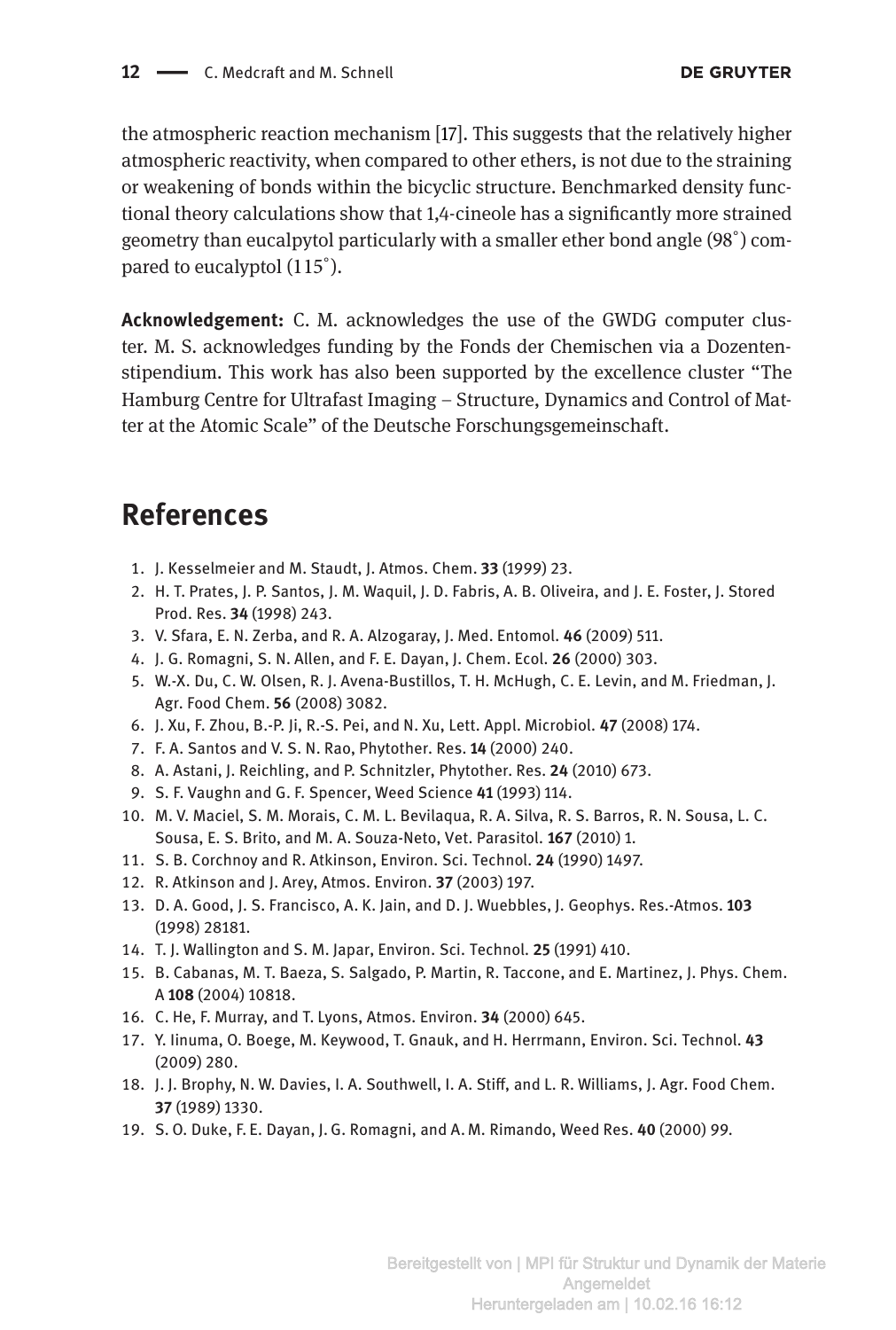the atmospheric reaction mechanism [17]. This suggests that the relatively higher atmospheric reactivity, when compared to other ethers, is not due to the straining or weakening of bonds within the bicyclic structure. Benchmarked density functional theory calculations show that 1,4-cineole has a significantly more strained geometry than eucalpytol particularly with a smaller ether bond angle (98°) compared to eucalyptol (115°).

**Acknowledgement:** C. M. acknowledges the use of the GWDG computer cluster. M. S. acknowledges funding by the Fonds der Chemischen via a Dozentenstipendium. This work has also been supported by the excellence cluster "The Hamburg Centre for Ultrafast Imaging – Structure, Dynamics and Control of Matter at the Atomic Scale" of the Deutsche Forschungsgemeinschaft.

# References

1. J. Kesselmeier and M. Staudt, J. Atmos. Chem. **33** (1999) 23.
2. H. T. Prates, J. P. Santos, J. M. Waquil, J. D. Fabris, A. B. Oliveira, and J. E. Foster, J. Stored Prod. Res. **34** (1998) 243.
3. V. Sfara, E. N. Zerba, and R. A. Alzogaray, J. Med. Entomol. **46** (2009) 511.
4. J. G. Romagni, S. N. Allen, and F. E. Dayan, J. Chem. Ecol. **26** (2000) 303.
5. W.-X. Du, C. W. Olsen, R. J. Avena-Bustillos, T. H. McHugh, C. E. Levin, and M. Friedman, J. Agr. Food Chem. **56** (2008) 3082.
6. J. Xu, F. Zhou, B.-P. Ji, R.-S. Pei, and N. Xu, Lett. Appl. Microbiol. **47** (2008) 174.
7. F. A. Santos and V. S. N. Rao, Phytother. Res. **14** (2000) 240.
8. A. Astani, J. Reichling, and P. Schnitzler, Phytother. Res. **24** (2010) 673.
9. S. F. Vaughn and G. F. Spencer, Weed Science **41** (1993) 114.
10. M. V. Maciel, S. M. Morais, C. M. L. Bevilaqua, R. A. Silva, R. S. Barros, R. N. Sousa, L. C. Sousa, E. S. Brito, and M. A. Souza-Neto, Vet. Parasitol. **167** (2010) 1.
11. S. B. Corchnoy and R. Atkinson, Environ. Sci. Technol. **24** (1990) 1497.
12. R. Atkinson and J. Arey, Atmos. Environ. **37** (2003) 197.
13. D. A. Good, J. S. Francisco, A. K. Jain, and D. J. Wuebbles, J. Geophys. Res.-Atmos. **103** (1998) 28181.
14. T. J. Wallington and S. M. Japar, Environ. Sci. Technol. **25** (1991) 410.
15. B. Cabanas, M. T. Baeza, S. Salgado, P. Martin, R. Taccone, and E. Martinez, J. Phys. Chem. A **108** (2004) 10818.
16. C. He, F. Murray, and T. Lyons, Atmos. Environ. **34** (2000) 645.
17. Y. Iinuma, O. Boege, M. Keywood, T. Gnauk, and H. Herrmann, Environ. Sci. Technol. **43** (2009) 280.
18. J. J. Brophy, N. W. Davies, I. A. Southwell, I. A. Stiff, and L. R. Williams, J. Agr. Food Chem. **37** (1989) 1330.
19. S. O. Duke, F. E. Dayan, J. G. Romagni, and A. M. Rimando, Weed Res. **40** (2000) 99.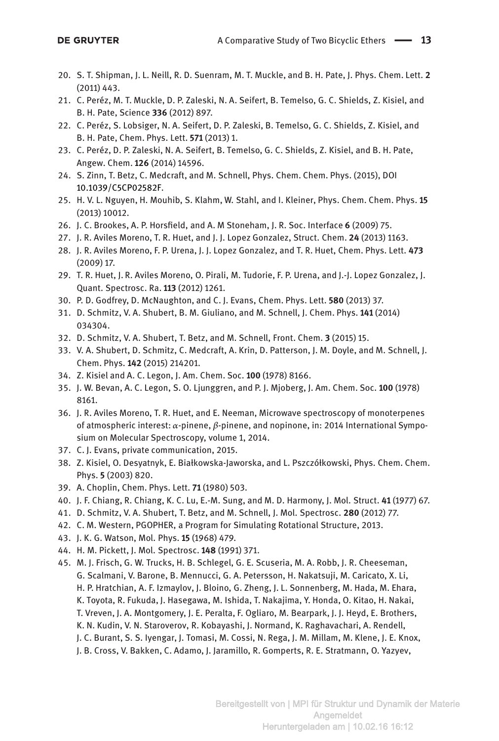20. S. T. Shipman, J. L. Neill, R. D. Suenram, M. T. Muckle, and B. H. Pate, J. Phys. Chem. Lett. **2** (2011) 443.
21. C. Peréz, M. T. Muckle, D. P. Zaleski, N. A. Seifert, B. Temelso, G. C. Shields, Z. Kisiel, and B. H. Pate, Science **336** (2012) 897.
22. C. Peréz, S. Lobsiger, N. A. Seifert, D. P. Zaleski, B. Temelso, G. C. Shields, Z. Kisiel, and B. H. Pate, Chem. Phys. Lett. **571** (2013) 1.
23. C. Peréz, D. P. Zaleski, N. A. Seifert, B. Temelso, G. C. Shields, Z. Kisiel, and B. H. Pate, Angew. Chem. **126** (2014) 14596.
24. S. Zinn, T. Betz, C. Medcraft, and M. Schnell, Phys. Chem. Chem. Phys. (2015), DOI 10.1039/C5CP02582F.
25. H. V. L. Nguyen, H. Mouhib, S. Klahm, W. Stahl, and I. Kleiner, Phys. Chem. Chem. Phys. **15** (2013) 10012.
26. J. C. Brookes, A. P. Horsfield, and A. M Stoneham, J. R. Soc. Interface **6** (2009) 75.
27. J. R. Aviles Moreno, T. R. Huet, and J. J. Lopez Gonzalez, Struct. Chem. **24** (2013) 1163.
28. J. R. Aviles Moreno, F. P. Urena, J. J. Lopez Gonzalez, and T. R. Huet, Chem. Phys. Lett. **473** (2009) 17.
29. T. R. Huet, J. R. Aviles Moreno, O. Pirali, M. Tudorie, F. P. Urena, and J.-J. Lopez Gonzalez, J. Quant. Spectrosc. Ra. **113** (2012) 1261.
30. P. D. Godfrey, D. McNaughton, and C. J. Evans, Chem. Phys. Lett. **580** (2013) 37.
31. D. Schmitz, V. A. Shubert, B. M. Giuliano, and M. Schnell, J. Chem. Phys. **141** (2014) 034304.
32. D. Schmitz, V. A. Shubert, T. Betz, and M. Schnell, Front. Chem. **3** (2015) 15.
33. V. A. Shubert, D. Schmitz, C. Medcraft, A. Krin, D. Patterson, J. M. Doyle, and M. Schnell, J. Chem. Phys. **142** (2015) 214201.
34. Z. Kisiel and A. C. Legon, J. Am. Chem. Soc. **100** (1978) 8166.
35. J. W. Bevan, A. C. Legon, S. O. Ljunggren, and P. J. Mjoberg, J. Am. Chem. Soc. **100** (1978) 8161.
36. J. R. Aviles Moreno, T. R. Huet, and E. Neeman, Microwave spectroscopy of monoterpenes of atmospheric interest: $\alpha$-pinene, $\beta$-pinene, and nopinone, in: 2014 International Symposium on Molecular Spectroscopy, volume 1, 2014.
37. C. J. Evans, private communication, 2015.
38. Z. Kisiel, O. Desyatnyk, E. Białkowska-Jaworska, and L. Pszczółkowski, Phys. Chem. Chem. Phys. **5** (2003) 820.
39. A. Choplin, Chem. Phys. Lett. **71** (1980) 503.
40. J. F. Chiang, R. Chiang, K. C. Lu, E.-M. Sung, and M. D. Harmony, J. Mol. Struct. **41** (1977) 67.
41. D. Schmitz, V. A. Shubert, T. Betz, and M. Schnell, J. Mol. Spectrosc. **280** (2012) 77.
42. C. M. Western, PGOPHER, a Program for Simulating Rotational Structure, 2013.
43. J. K. G. Watson, Mol. Phys. **15** (1968) 479.
44. H. M. Pickett, J. Mol. Spectrosc. **148** (1991) 371.
45. M. J. Frisch, G. W. Trucks, H. B. Schlegel, G. E. Scuseria, M. A. Robb, J. R. Cheeseman, G. Scalmani, V. Barone, B. Mennucci, G. A. Petersson, H. Nakatsuji, M. Caricato, X. Li, H. P. Hratchian, A. F. Izmaylov, J. Bloino, G. Zheng, J. L. Sonnenberg, M. Hada, M. Ehara, K. Toyota, R. Fukuda, J. Hasegawa, M. Ishida, T. Nakajima, Y. Honda, O. Kitao, H. Nakai, T. Vreven, J. A. Montgomery, J. E. Peralta, F. Ogliaro, M. Bearpark, J. J. Heyd, E. Brothers, K. N. Kudin, V. N. Staroverov, R. Kobayashi, J. Normand, K. Raghavachari, A. Rendell, J. C. Burant, S. S. Iyengar, J. Tomasi, M. Cossi, N. Rega, J. M. Millam, M. Klene, J. E. Knox, J. B. Cross, V. Bakken, C. Adamo, J. Jaramillo, R. Gomperts, R. E. Stratmann, O. Yazyev,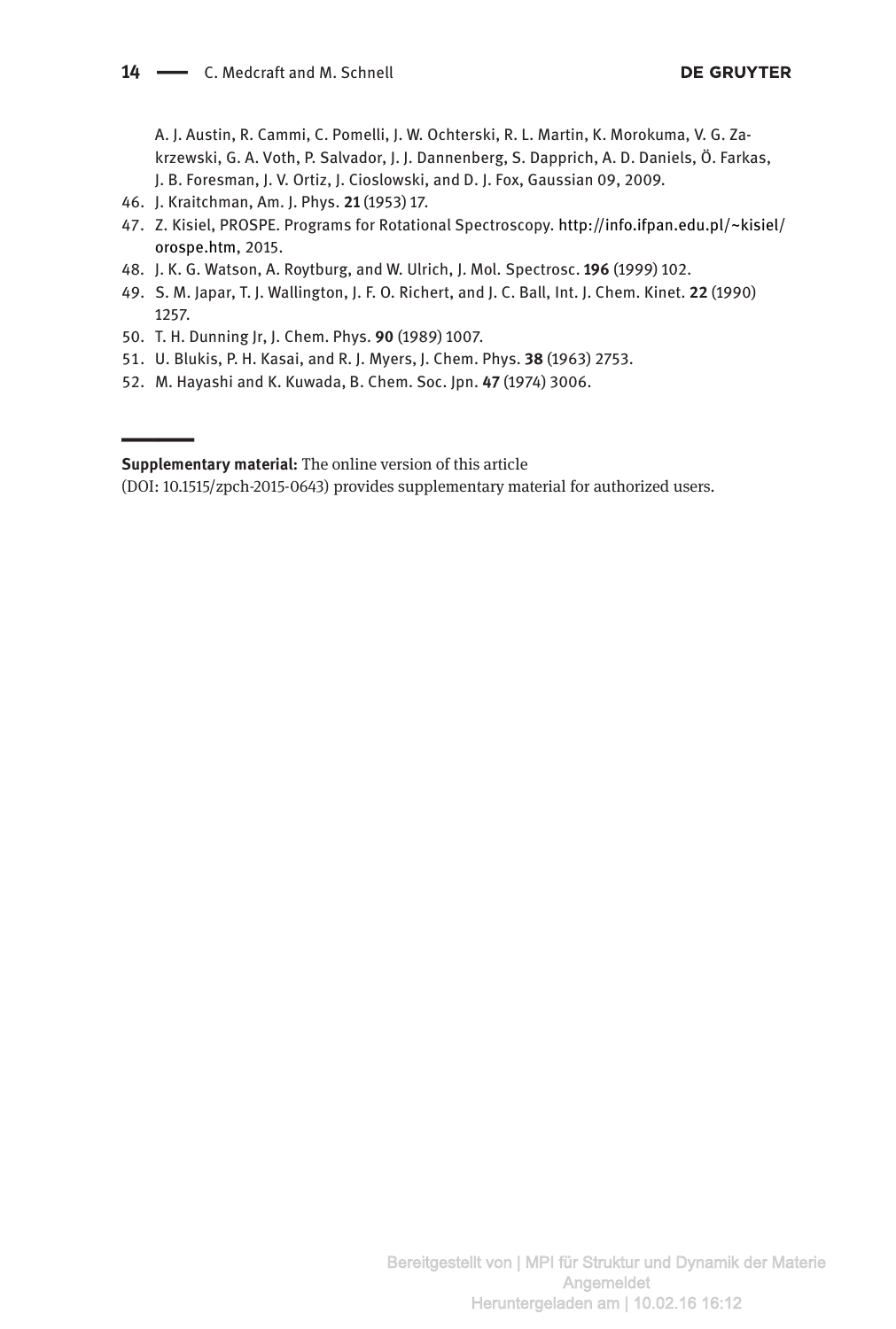A. J. Austin, R. Cammi, C. Pomelli, J. W. Ochterski, R. L. Martin, K. Morokuma, V. G. Zakrzewski, G. A. Voth, P. Salvador, J. J. Dannenberg, S. Dapprich, A. D. Daniels, Ö. Farkas, J. B. Foresman, J. V. Ortiz, J. Cioslowski, and D. J. Fox, Gaussian 09, 2009.

46. J. Kraitchman, Am. J. Phys. **21** (1953) 17.
47. Z. Kisiel, PROSPE. Programs for Rotational Spectroscopy. http://info.ifpan.edu.pl/~kisiel/orospe.htm, 2015.
48. J. K. G. Watson, A. Roytburg, and W. Ulrich, J. Mol. Spectrosc. **196** (1999) 102.
49. S. M. Japar, T. J. Wallington, J. F. O. Richert, and J. C. Ball, Int. J. Chem. Kinet. **22** (1990) 1257.
50. T. H. Dunning Jr, J. Chem. Phys. **90** (1989) 1007.
51. U. Blukis, P. H. Kasai, and R. J. Myers, J. Chem. Phys. **38** (1963) 2753.
52. M. Hayashi and K. Kuwada, B. Chem. Soc. Jpn. **47** (1974) 3006.

---

**Supplementary material:** The online version of this article (DOI: 10.1515/zpch-2015-0643) provides supplementary material for authorized users.